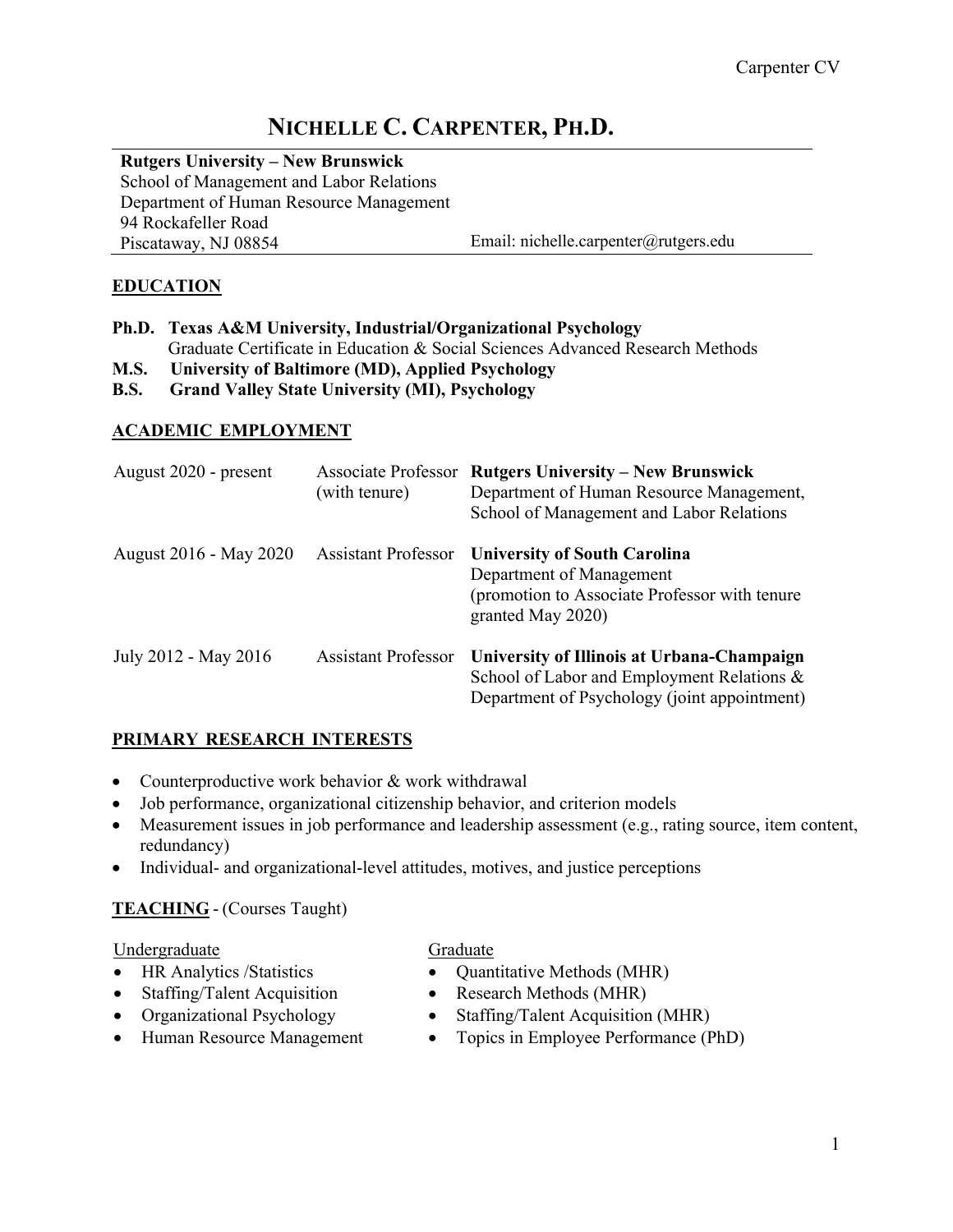# NICHELLE C. CARPENTER, PH.D.

**Rutgers University – New Brunswick**
School of Management and Labor Relations
Department of Human Resource Management
94 Rockafeller Road
Piscataway, NJ 08854
Email: nichelle.carpenter@rutgers.edu

## EDUCATION

**Ph.D. Texas A&M University, Industrial/Organizational Psychology**
Graduate Certificate in Education & Social Sciences Advanced Research Methods
**M.S. University of Baltimore (MD), Applied Psychology**
**B.S. Grand Valley State University (MI), Psychology**

## ACADEMIC EMPLOYMENT

| | | |
|---|---|---|
| August 2020 - present | Associate Professor (with tenure) | **Rutgers University – New Brunswick** Department of Human Resource Management, School of Management and Labor Relations |
| August 2016 - May 2020 | Assistant Professor | **University of South Carolina** Department of Management (promotion to Associate Professor with tenure granted May 2020) |
| July 2012 - May 2016 | Assistant Professor | **University of Illinois at Urbana-Champaign** School of Labor and Employment Relations & Department of Psychology (joint appointment) |

## PRIMARY RESEARCH INTERESTS

- Counterproductive work behavior & work withdrawal
- Job performance, organizational citizenship behavior, and criterion models
- Measurement issues in job performance and leadership assessment (e.g., rating source, item content, redundancy)
- Individual- and organizational-level attitudes, motives, and justice perceptions

## TEACHING - (Courses Taught)

Undergraduate
- HR Analytics /Statistics
- Staffing/Talent Acquisition
- Organizational Psychology
- Human Resource Management

Graduate
- Quantitative Methods (MHR)
- Research Methods (MHR)
- Staffing/Talent Acquisition (MHR)
- Topics in Employee Performance (PhD)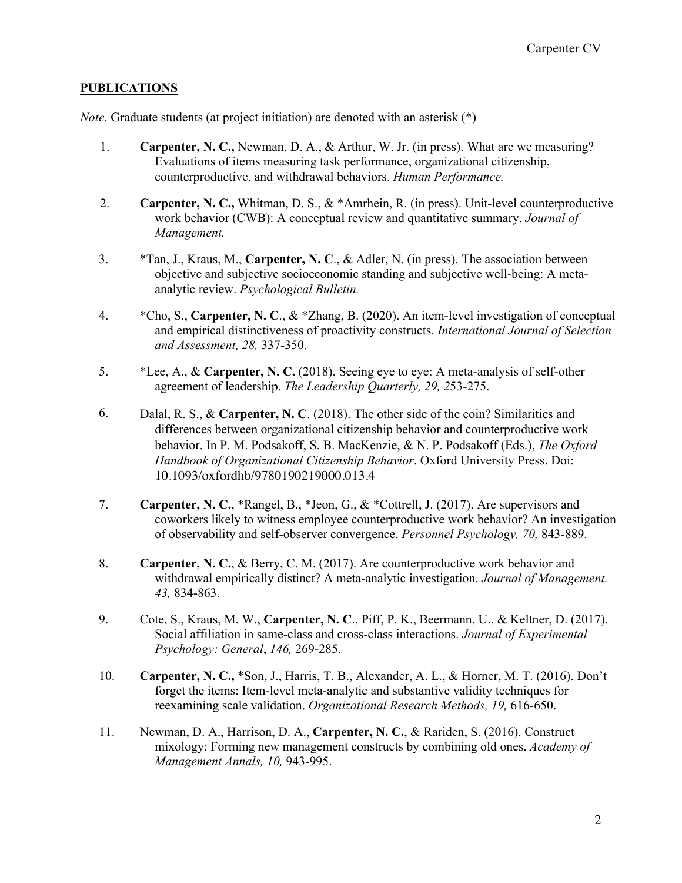## **PUBLICATIONS**

*Note*. Graduate students (at project initiation) are denoted with an asterisk (*)

1. **Carpenter, N. C.,** Newman, D. A., & Arthur, W. Jr. (in press). What are we measuring? Evaluations of items measuring task performance, organizational citizenship, counterproductive, and withdrawal behaviors. *Human Performance.*

2. **Carpenter, N. C.,** Whitman, D. S., & *Amrhein, R. (in press). Unit-level counterproductive work behavior (CWB): A conceptual review and quantitative summary. *Journal of Management.*

3. *Tan, J., Kraus, M., **Carpenter, N. C**., & Adler, N. (in press). The association between objective and subjective socioeconomic standing and subjective well-being: A meta-analytic review. *Psychological Bulletin.*

4. *Cho, S., **Carpenter, N. C**., & *Zhang, B. (2020). An item-level investigation of conceptual and empirical distinctiveness of proactivity constructs. *International Journal of Selection and Assessment, 28,* 337-350.

5. *Lee, A., & **Carpenter, N. C.** (2018). Seeing eye to eye: A meta-analysis of self-other agreement of leadership. *The Leadership Quarterly, 29, 2*53-275.

6. Dalal, R. S., & **Carpenter, N. C**. (2018). The other side of the coin? Similarities and differences between organizational citizenship behavior and counterproductive work behavior. In P. M. Podsakoff, S. B. MacKenzie, & N. P. Podsakoff (Eds.), *The Oxford Handbook of Organizational Citizenship Behavior*. Oxford University Press. Doi: 10.1093/oxfordhb/9780190219000.013.4

7. **Carpenter, N. C.**, *Rangel, B., *Jeon, G., & *Cottrell, J. (2017). Are supervisors and coworkers likely to witness employee counterproductive work behavior? An investigation of observability and self-observer convergence. *Personnel Psychology, 70,* 843-889.

8. **Carpenter, N. C.**, & Berry, C. M. (2017). Are counterproductive work behavior and withdrawal empirically distinct? A meta-analytic investigation. *Journal of Management. 43,* 834-863.

9. Cote, S., Kraus, M. W., **Carpenter, N. C**., Piff, P. K., Beermann, U., & Keltner, D. (2017). Social affiliation in same-class and cross-class interactions. *Journal of Experimental Psychology: General*, *146,* 269-285.

10. **Carpenter, N. C.,** *Son, J., Harris, T. B., Alexander, A. L., & Horner, M. T. (2016). Don't forget the items: Item-level meta-analytic and substantive validity techniques for reexamining scale validation. *Organizational Research Methods, 19,* 616-650.

11. Newman, D. A., Harrison, D. A., **Carpenter, N. C.**, & Rariden, S. (2016). Construct mixology: Forming new management constructs by combining old ones. *Academy of Management Annals, 10,* 943-995.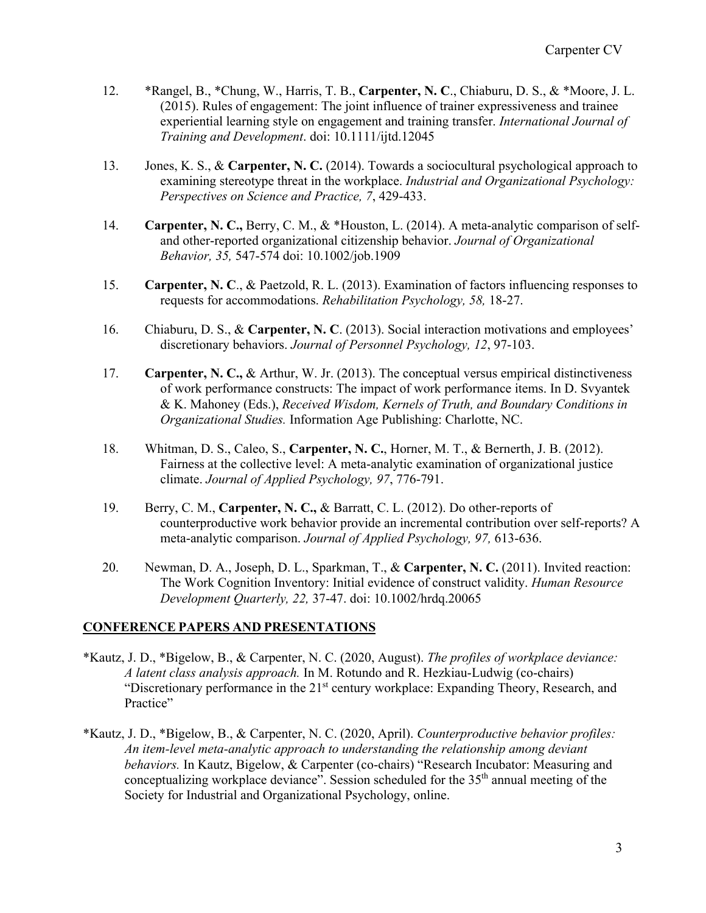12. *Rangel, B., *Chung, W., Harris, T. B., **Carpenter, N. C**., Chiaburu, D. S., & *Moore, J. L. (2015). Rules of engagement: The joint influence of trainer expressiveness and trainee experiential learning style on engagement and training transfer. *International Journal of Training and Development*. doi: 10.1111/ijtd.12045

13. Jones, K. S., & **Carpenter, N. C.** (2014). Towards a sociocultural psychological approach to examining stereotype threat in the workplace. *Industrial and Organizational Psychology: Perspectives on Science and Practice, 7*, 429-433.

14. **Carpenter, N. C.,** Berry, C. M., & *Houston, L. (2014). A meta-analytic comparison of self- and other-reported organizational citizenship behavior. *Journal of Organizational Behavior, 35,* 547-574 doi: 10.1002/job.1909

15. **Carpenter, N. C**., & Paetzold, R. L. (2013). Examination of factors influencing responses to requests for accommodations. *Rehabilitation Psychology, 58,* 18-27.

16. Chiaburu, D. S., & **Carpenter, N. C**. (2013). Social interaction motivations and employees' discretionary behaviors. *Journal of Personnel Psychology, 12*, 97-103.

17. **Carpenter, N. C.,** & Arthur, W. Jr. (2013). The conceptual versus empirical distinctiveness of work performance constructs: The impact of work performance items. In D. Svyantek & K. Mahoney (Eds.), *Received Wisdom, Kernels of Truth, and Boundary Conditions in Organizational Studies.* Information Age Publishing: Charlotte, NC.

18. Whitman, D. S., Caleo, S., **Carpenter, N. C.**, Horner, M. T., & Bernerth, J. B. (2012). Fairness at the collective level: A meta-analytic examination of organizational justice climate. *Journal of Applied Psychology, 97*, 776-791.

19. Berry, C. M., **Carpenter, N. C.,** & Barratt, C. L. (2012). Do other-reports of counterproductive work behavior provide an incremental contribution over self-reports? A meta-analytic comparison. *Journal of Applied Psychology, 97,* 613-636.

20. Newman, D. A., Joseph, D. L., Sparkman, T., & **Carpenter, N. C.** (2011). Invited reaction: The Work Cognition Inventory: Initial evidence of construct validity. *Human Resource Development Quarterly, 22,* 37-47. doi: 10.1002/hrdq.20065

## CONFERENCE PAPERS AND PRESENTATIONS

*Kautz, J. D., *Bigelow, B., & Carpenter, N. C. (2020, August). *The profiles of workplace deviance: A latent class analysis approach.* In M. Rotundo and R. Hezkiau-Ludwig (co-chairs) "Discretionary performance in the 21st century workplace: Expanding Theory, Research, and Practice"

*Kautz, J. D., *Bigelow, B., & Carpenter, N. C. (2020, April). *Counterproductive behavior profiles: An item-level meta-analytic approach to understanding the relationship among deviant behaviors.* In Kautz, Bigelow, & Carpenter (co-chairs) "Research Incubator: Measuring and conceptualizing workplace deviance". Session scheduled for the 35th annual meeting of the Society for Industrial and Organizational Psychology, online.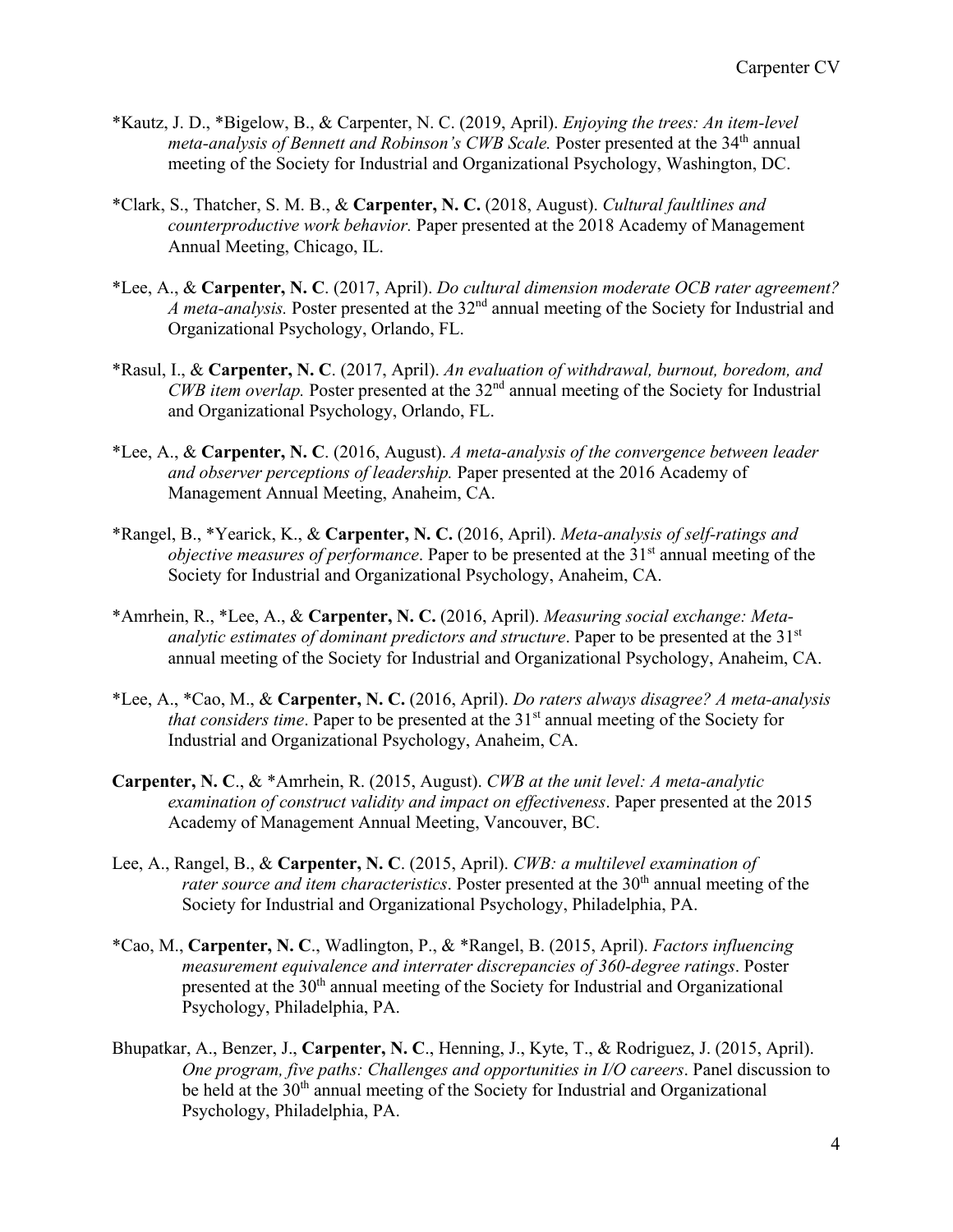*Kautz, J. D., *Bigelow, B., & Carpenter, N. C. (2019, April). *Enjoying the trees: An item-level meta-analysis of Bennett and Robinson's CWB Scale.* Poster presented at the 34th annual meeting of the Society for Industrial and Organizational Psychology, Washington, DC.

*Clark, S., Thatcher, S. M. B., & **Carpenter, N. C.** (2018, August). *Cultural faultlines and counterproductive work behavior.* Paper presented at the 2018 Academy of Management Annual Meeting, Chicago, IL.

*Lee, A., & **Carpenter, N. C**. (2017, April). *Do cultural dimension moderate OCB rater agreement? A meta-analysis.* Poster presented at the 32nd annual meeting of the Society for Industrial and Organizational Psychology, Orlando, FL.

*Rasul, I., & **Carpenter, N. C**. (2017, April). *An evaluation of withdrawal, burnout, boredom, and CWB item overlap.* Poster presented at the 32nd annual meeting of the Society for Industrial and Organizational Psychology, Orlando, FL.

*Lee, A., & **Carpenter, N. C**. (2016, August). *A meta-analysis of the convergence between leader and observer perceptions of leadership.* Paper presented at the 2016 Academy of Management Annual Meeting, Anaheim, CA.

*Rangel, B., *Yearick, K., & **Carpenter, N. C.** (2016, April). *Meta-analysis of self-ratings and objective measures of performance*. Paper to be presented at the 31st annual meeting of the Society for Industrial and Organizational Psychology, Anaheim, CA.

*Amrhein, R., *Lee, A., & **Carpenter, N. C.** (2016, April). *Measuring social exchange: Meta-analytic estimates of dominant predictors and structure*. Paper to be presented at the 31st annual meeting of the Society for Industrial and Organizational Psychology, Anaheim, CA.

*Lee, A., *Cao, M., & **Carpenter, N. C.** (2016, April). *Do raters always disagree? A meta-analysis that considers time*. Paper to be presented at the 31st annual meeting of the Society for Industrial and Organizational Psychology, Anaheim, CA.

**Carpenter, N. C**., & *Amrhein, R. (2015, August). *CWB at the unit level: A meta-analytic examination of construct validity and impact on effectiveness*. Paper presented at the 2015 Academy of Management Annual Meeting, Vancouver, BC.

Lee, A., Rangel, B., & **Carpenter, N. C**. (2015, April). *CWB: a multilevel examination of rater source and item characteristics*. Poster presented at the 30th annual meeting of the Society for Industrial and Organizational Psychology, Philadelphia, PA.

*Cao, M., **Carpenter, N. C**., Wadlington, P., & *Rangel, B. (2015, April). *Factors influencing measurement equivalence and interrater discrepancies of 360-degree ratings*. Poster presented at the 30th annual meeting of the Society for Industrial and Organizational Psychology, Philadelphia, PA.

Bhupatkar, A., Benzer, J., **Carpenter, N. C**., Henning, J., Kyte, T., & Rodriguez, J. (2015, April). *One program, five paths: Challenges and opportunities in I/O careers*. Panel discussion to be held at the 30th annual meeting of the Society for Industrial and Organizational Psychology, Philadelphia, PA.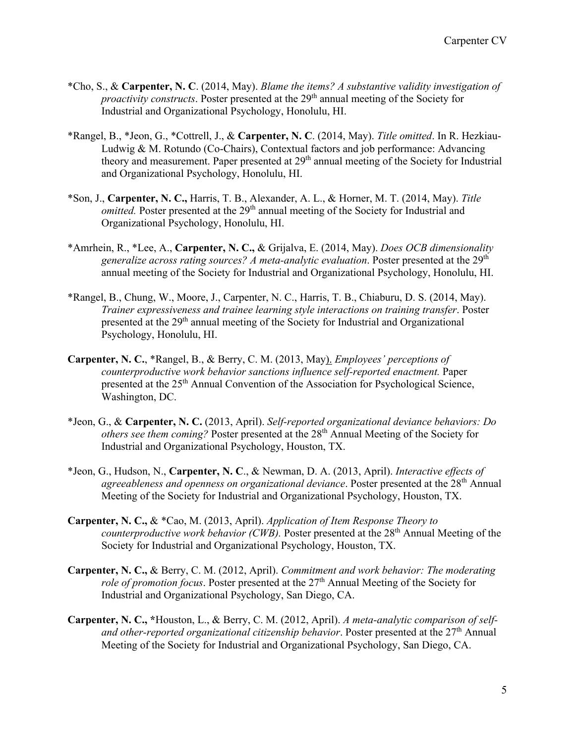*Cho, S., & **Carpenter, N. C**. (2014, May). *Blame the items? A substantive validity investigation of proactivity constructs*. Poster presented at the 29th annual meeting of the Society for Industrial and Organizational Psychology, Honolulu, HI.

*Rangel, B., *Jeon, G., *Cottrell, J., & **Carpenter, N. C**. (2014, May). *Title omitted*. In R. Hezkiau-Ludwig & M. Rotundo (Co-Chairs), Contextual factors and job performance: Advancing theory and measurement. Paper presented at 29th annual meeting of the Society for Industrial and Organizational Psychology, Honolulu, HI.

*Son, J., **Carpenter, N. C.,** Harris, T. B., Alexander, A. L., & Horner, M. T. (2014, May). *Title omitted.* Poster presented at the 29th annual meeting of the Society for Industrial and Organizational Psychology, Honolulu, HI.

*Amrhein, R., *Lee, A., **Carpenter, N. C.,** & Grijalva, E. (2014, May). *Does OCB dimensionality generalize across rating sources? A meta-analytic evaluation*. Poster presented at the 29th annual meeting of the Society for Industrial and Organizational Psychology, Honolulu, HI.

*Rangel, B., Chung, W., Moore, J., Carpenter, N. C., Harris, T. B., Chiaburu, D. S. (2014, May). *Trainer expressiveness and trainee learning style interactions on training transfer*. Poster presented at the 29th annual meeting of the Society for Industrial and Organizational Psychology, Honolulu, HI.

**Carpenter, N. C.**, *Rangel, B., & Berry, C. M. (2013, May). *Employees' perceptions of counterproductive work behavior sanctions influence self-reported enactment.* Paper presented at the 25th Annual Convention of the Association for Psychological Science, Washington, DC.

*Jeon, G., & **Carpenter, N. C.** (2013, April). *Self-reported organizational deviance behaviors: Do others see them coming?* Poster presented at the 28th Annual Meeting of the Society for Industrial and Organizational Psychology, Houston, TX.

*Jeon, G., Hudson, N., **Carpenter, N. C**., & Newman, D. A. (2013, April). *Interactive effects of agreeableness and openness on organizational deviance*. Poster presented at the 28th Annual Meeting of the Society for Industrial and Organizational Psychology, Houston, TX.

**Carpenter, N. C.,** & *Cao, M. (2013, April). *Application of Item Response Theory to counterproductive work behavior (CWB).* Poster presented at the 28th Annual Meeting of the Society for Industrial and Organizational Psychology, Houston, TX.

**Carpenter, N. C.,** & Berry, C. M. (2012, April). *Commitment and work behavior: The moderating role of promotion focus*. Poster presented at the 27th Annual Meeting of the Society for Industrial and Organizational Psychology, San Diego, CA.

**Carpenter, N. C., ***Houston, L., & Berry, C. M. (2012, April). *A meta-analytic comparison of self- and other-reported organizational citizenship behavior*. Poster presented at the 27th Annual Meeting of the Society for Industrial and Organizational Psychology, San Diego, CA.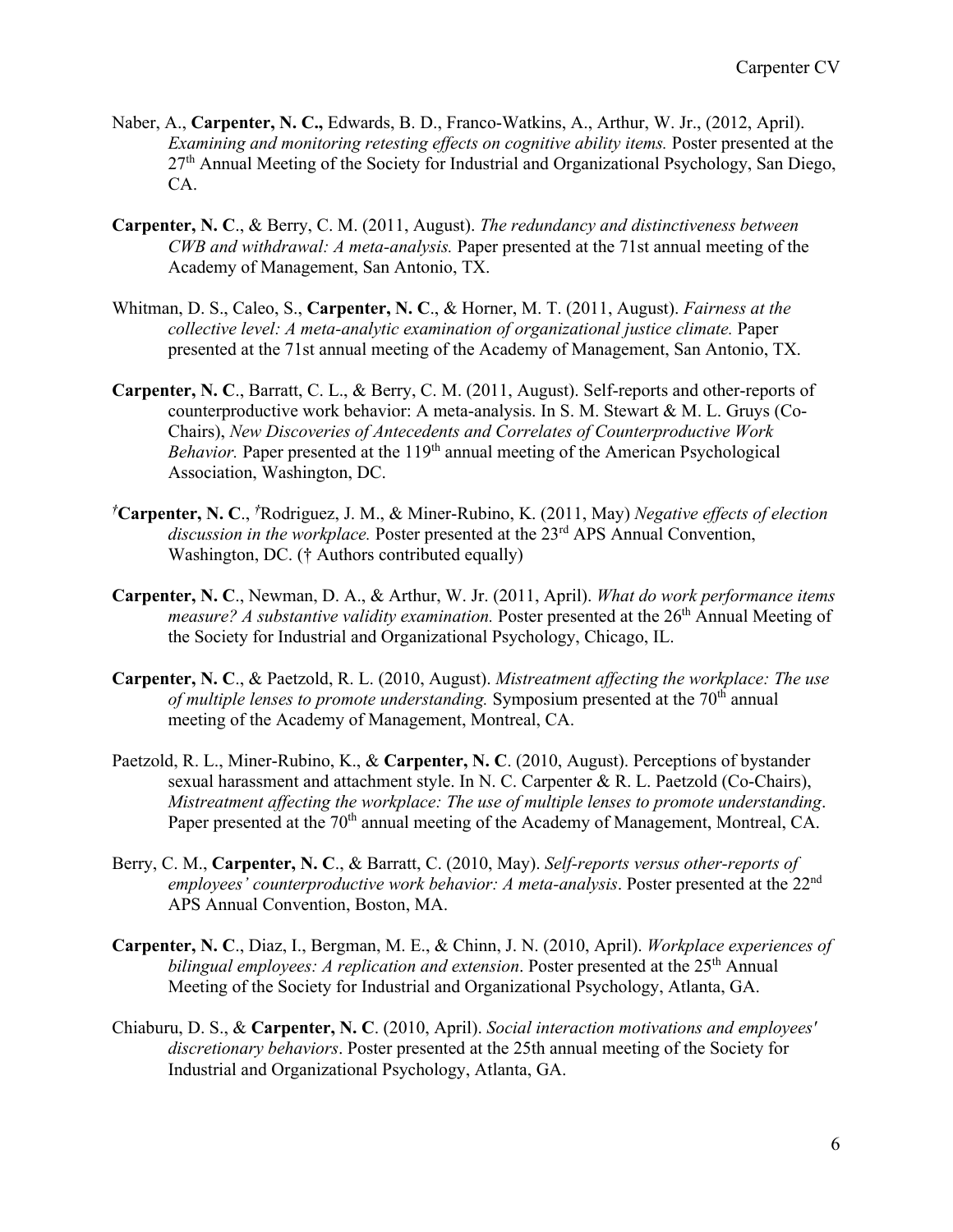Naber, A., **Carpenter, N. C.,** Edwards, B. D., Franco-Watkins, A., Arthur, W. Jr., (2012, April). *Examining and monitoring retesting effects on cognitive ability items.* Poster presented at the 27th Annual Meeting of the Society for Industrial and Organizational Psychology, San Diego, CA.

**Carpenter, N. C**., & Berry, C. M. (2011, August). *The redundancy and distinctiveness between CWB and withdrawal: A meta-analysis.* Paper presented at the 71st annual meeting of the Academy of Management, San Antonio, TX.

Whitman, D. S., Caleo, S., **Carpenter, N. C**., & Horner, M. T. (2011, August). *Fairness at the collective level: A meta-analytic examination of organizational justice climate.* Paper presented at the 71st annual meeting of the Academy of Management, San Antonio, TX.

**Carpenter, N. C**., Barratt, C. L., & Berry, C. M. (2011, August). Self-reports and other-reports of counterproductive work behavior: A meta-analysis. In S. M. Stewart & M. L. Gruys (Co-Chairs), *New Discoveries of Antecedents and Correlates of Counterproductive Work Behavior.* Paper presented at the 119th annual meeting of the American Psychological Association, Washington, DC.

†**Carpenter, N. C**., †Rodriguez, J. M., & Miner-Rubino, K. (2011, May) *Negative effects of election discussion in the workplace.* Poster presented at the 23rd APS Annual Convention, Washington, DC. († Authors contributed equally)

**Carpenter, N. C**., Newman, D. A., & Arthur, W. Jr. (2011, April). *What do work performance items measure? A substantive validity examination.* Poster presented at the 26th Annual Meeting of the Society for Industrial and Organizational Psychology, Chicago, IL.

**Carpenter, N. C**., & Paetzold, R. L. (2010, August). *Mistreatment affecting the workplace: The use of multiple lenses to promote understanding.* Symposium presented at the 70th annual meeting of the Academy of Management, Montreal, CA.

Paetzold, R. L., Miner-Rubino, K., & **Carpenter, N. C**. (2010, August). Perceptions of bystander sexual harassment and attachment style. In N. C. Carpenter & R. L. Paetzold (Co-Chairs), *Mistreatment affecting the workplace: The use of multiple lenses to promote understanding*. Paper presented at the 70th annual meeting of the Academy of Management, Montreal, CA.

Berry, C. M., **Carpenter, N. C**., & Barratt, C. (2010, May). *Self-reports versus other-reports of employees' counterproductive work behavior: A meta-analysis*. Poster presented at the 22nd APS Annual Convention, Boston, MA.

**Carpenter, N. C**., Diaz, I., Bergman, M. E., & Chinn, J. N. (2010, April). *Workplace experiences of bilingual employees: A replication and extension*. Poster presented at the 25th Annual Meeting of the Society for Industrial and Organizational Psychology, Atlanta, GA.

Chiaburu, D. S., & **Carpenter, N. C**. (2010, April). *Social interaction motivations and employees' discretionary behaviors*. Poster presented at the 25th annual meeting of the Society for Industrial and Organizational Psychology, Atlanta, GA.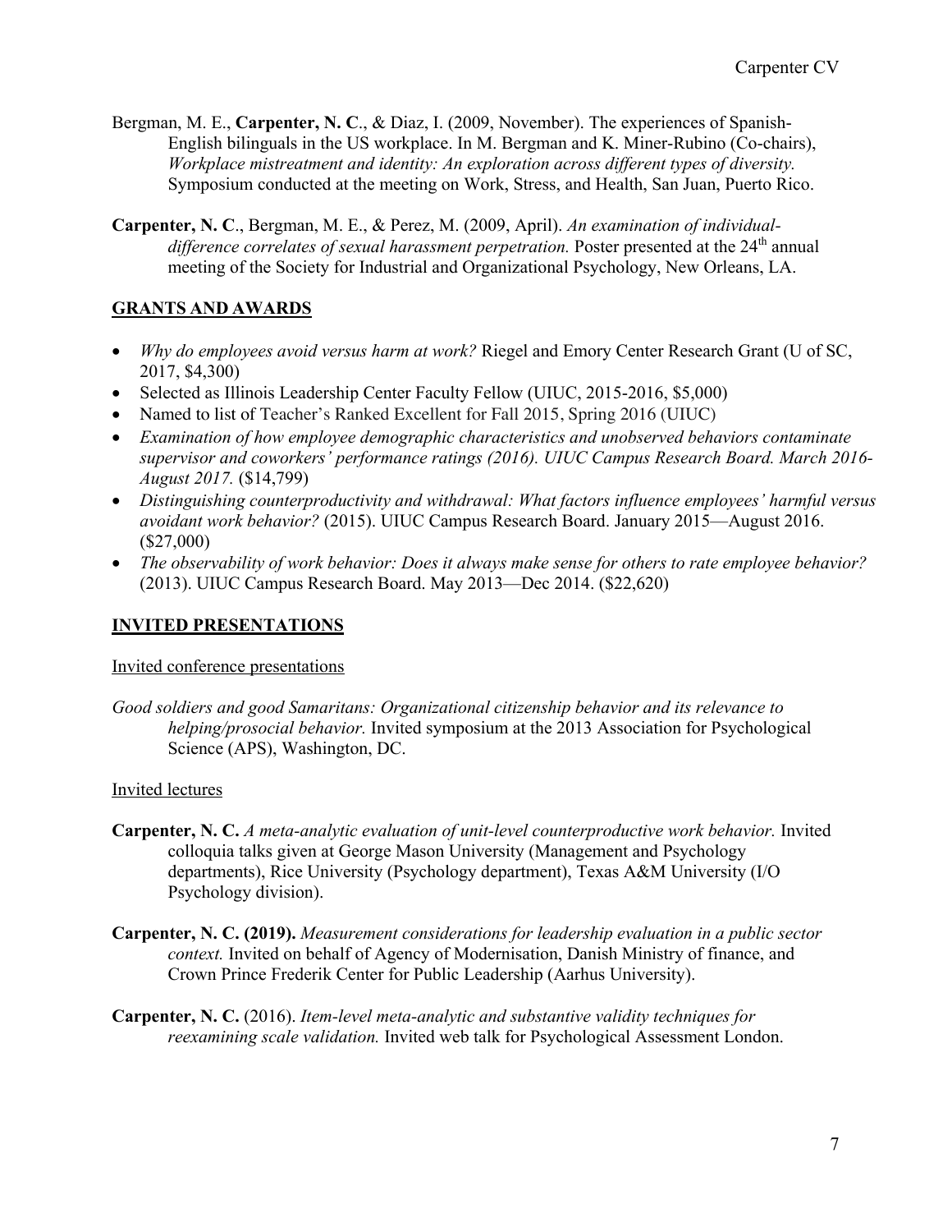Bergman, M. E., **Carpenter, N. C**., & Diaz, I. (2009, November). The experiences of Spanish-English bilinguals in the US workplace. In M. Bergman and K. Miner-Rubino (Co-chairs), *Workplace mistreatment and identity: An exploration across different types of diversity.* Symposium conducted at the meeting on Work, Stress, and Health, San Juan, Puerto Rico.

**Carpenter, N. C**., Bergman, M. E., & Perez, M. (2009, April). *An examination of individual-difference correlates of sexual harassment perpetration.* Poster presented at the 24th annual meeting of the Society for Industrial and Organizational Psychology, New Orleans, LA.

## GRANTS AND AWARDS

- *Why do employees avoid versus harm at work?* Riegel and Emory Center Research Grant (U of SC, 2017, $4,300)
- Selected as Illinois Leadership Center Faculty Fellow (UIUC, 2015-2016, $5,000)
- Named to list of Teacher's Ranked Excellent for Fall 2015, Spring 2016 (UIUC)
- *Examination of how employee demographic characteristics and unobserved behaviors contaminate supervisor and coworkers' performance ratings (2016). UIUC Campus Research Board. March 2016-August 2017.* ($14,799)
- *Distinguishing counterproductivity and withdrawal: What factors influence employees' harmful versus avoidant work behavior?* (2015). UIUC Campus Research Board. January 2015—August 2016. ($27,000)
- *The observability of work behavior: Does it always make sense for others to rate employee behavior?* (2013). UIUC Campus Research Board. May 2013—Dec 2014. ($22,620)

## INVITED PRESENTATIONS

Invited conference presentations

*Good soldiers and good Samaritans: Organizational citizenship behavior and its relevance to helping/prosocial behavior.* Invited symposium at the 2013 Association for Psychological Science (APS), Washington, DC.

Invited lectures

**Carpenter, N. C.** *A meta-analytic evaluation of unit-level counterproductive work behavior.* Invited colloquia talks given at George Mason University (Management and Psychology departments), Rice University (Psychology department), Texas A&M University (I/O Psychology division).

**Carpenter, N. C. (2019).** *Measurement considerations for leadership evaluation in a public sector context.* Invited on behalf of Agency of Modernisation, Danish Ministry of finance, and Crown Prince Frederik Center for Public Leadership (Aarhus University).

**Carpenter, N. C.** (2016). *Item-level meta-analytic and substantive validity techniques for reexamining scale validation.* Invited web talk for Psychological Assessment London.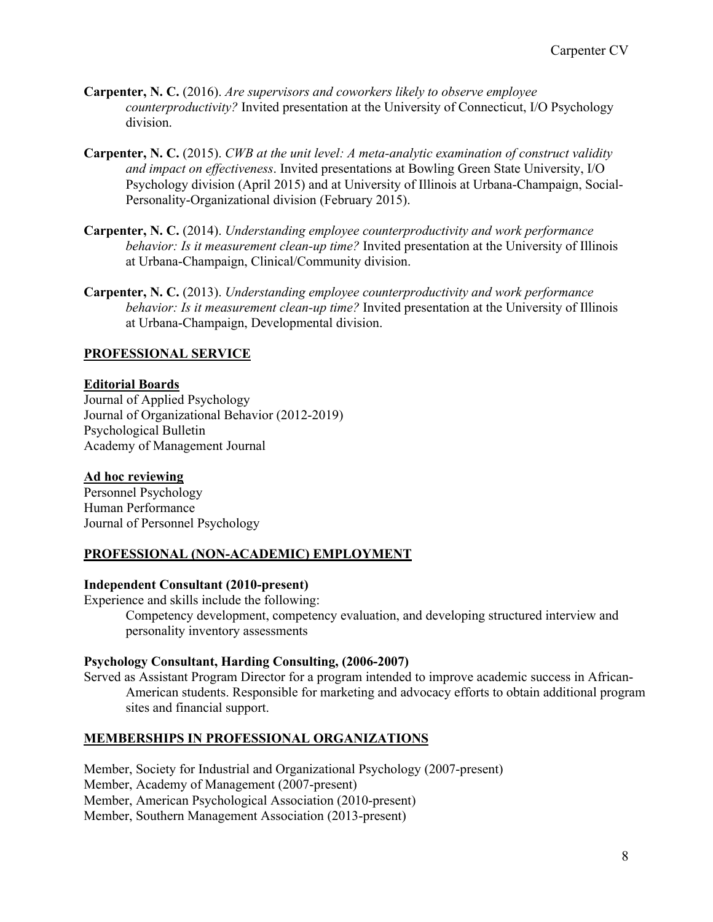**Carpenter, N. C.** (2016). *Are supervisors and coworkers likely to observe employee counterproductivity?* Invited presentation at the University of Connecticut, I/O Psychology division.

**Carpenter, N. C.** (2015). *CWB at the unit level: A meta-analytic examination of construct validity and impact on effectiveness*. Invited presentations at Bowling Green State University, I/O Psychology division (April 2015) and at University of Illinois at Urbana-Champaign, Social-Personality-Organizational division (February 2015).

**Carpenter, N. C.** (2014). *Understanding employee counterproductivity and work performance behavior: Is it measurement clean-up time?* Invited presentation at the University of Illinois at Urbana-Champaign, Clinical/Community division.

**Carpenter, N. C.** (2013). *Understanding employee counterproductivity and work performance behavior: Is it measurement clean-up time?* Invited presentation at the University of Illinois at Urbana-Champaign, Developmental division.

## PROFESSIONAL SERVICE

### Editorial Boards

Journal of Applied Psychology
Journal of Organizational Behavior (2012-2019)
Psychological Bulletin
Academy of Management Journal

### Ad hoc reviewing

Personnel Psychology
Human Performance
Journal of Personnel Psychology

## PROFESSIONAL (NON-ACADEMIC) EMPLOYMENT

**Independent Consultant (2010-present)**

Experience and skills include the following:

Competency development, competency evaluation, and developing structured interview and personality inventory assessments

**Psychology Consultant, Harding Consulting, (2006-2007)**

Served as Assistant Program Director for a program intended to improve academic success in African-American students. Responsible for marketing and advocacy efforts to obtain additional program sites and financial support.

## MEMBERSHIPS IN PROFESSIONAL ORGANIZATIONS

Member, Society for Industrial and Organizational Psychology (2007-present)
Member, Academy of Management (2007-present)
Member, American Psychological Association (2010-present)
Member, Southern Management Association (2013-present)